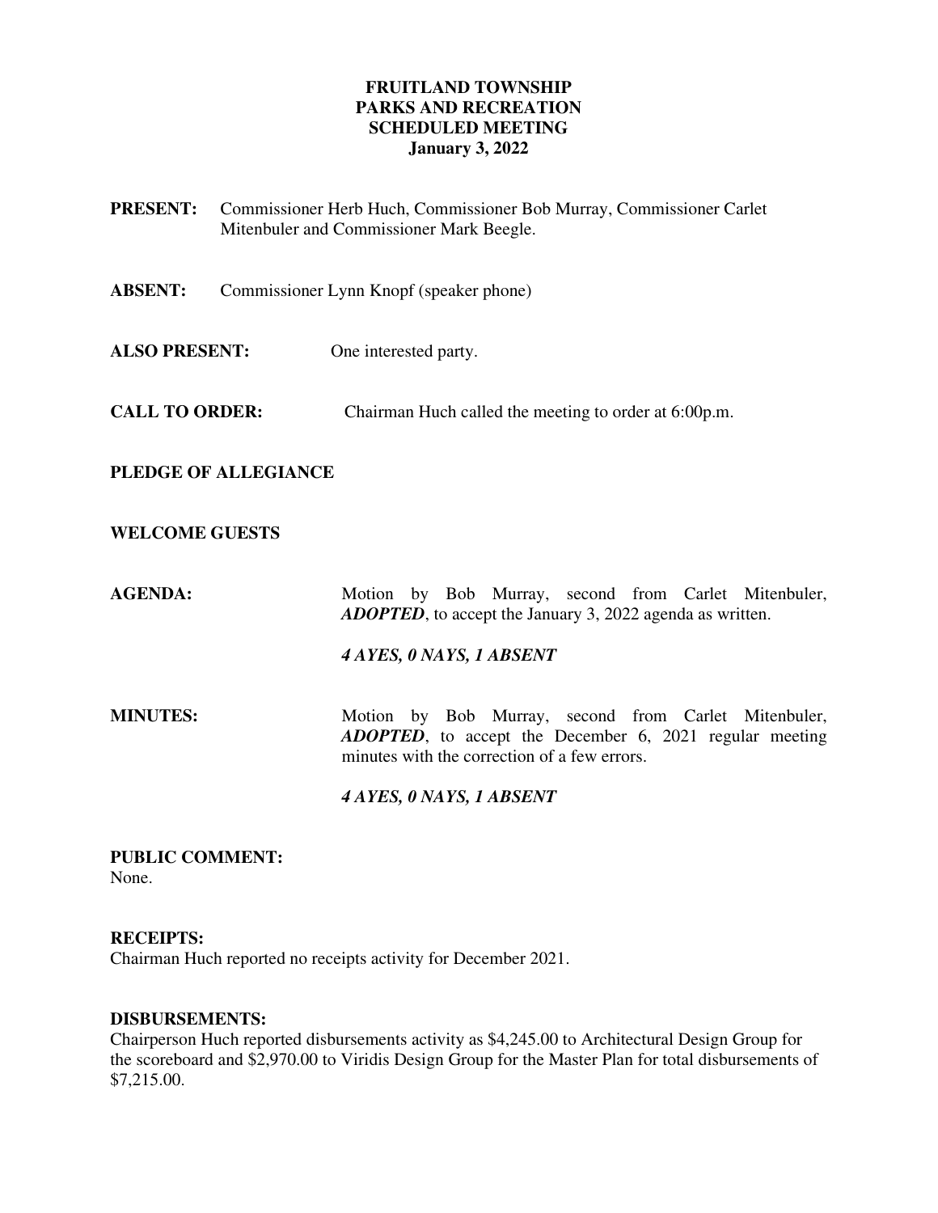# FRUITLAND TOWNSHIP
# PARKS AND RECREATION
# SCHEDULED MEETING
# January 3, 2022

**PRESENT:** Commissioner Herb Huch, Commissioner Bob Murray, Commissioner Carlet Mitenbuler and Commissioner Mark Beegle.

**ABSENT:** Commissioner Lynn Knopf (speaker phone)

**ALSO PRESENT:** One interested party.

**CALL TO ORDER:** Chairman Huch called the meeting to order at 6:00p.m.

**PLEDGE OF ALLEGIANCE**

**WELCOME GUESTS**

**AGENDA:** Motion by Bob Murray, second from Carlet Mitenbuler, ***ADOPTED***, to accept the January 3, 2022 agenda as written.

***4 AYES, 0 NAYS, 1 ABSENT***

**MINUTES:** Motion by Bob Murray, second from Carlet Mitenbuler, ***ADOPTED***, to accept the December 6, 2021 regular meeting minutes with the correction of a few errors.

***4 AYES, 0 NAYS, 1 ABSENT***

**PUBLIC COMMENT:**
None.

**RECEIPTS:**
Chairman Huch reported no receipts activity for December 2021.

**DISBURSEMENTS:**
Chairperson Huch reported disbursements activity as $4,245.00 to Architectural Design Group for the scoreboard and $2,970.00 to Viridis Design Group for the Master Plan for total disbursements of $7,215.00.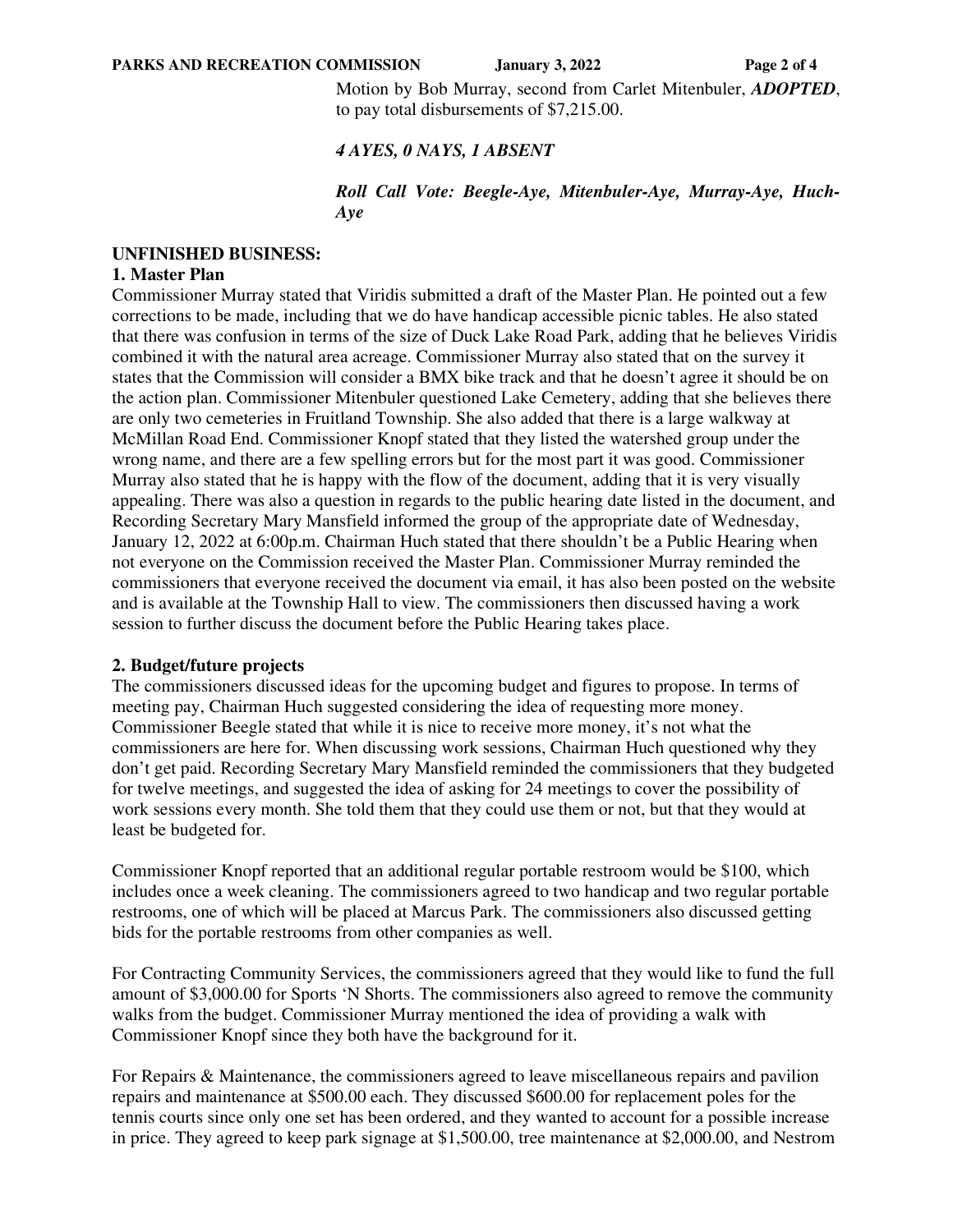Motion by Bob Murray, second from Carlet Mitenbuler, ***ADOPTED***, to pay total disbursements of $7,215.00.

***4 AYES, 0 NAYS, 1 ABSENT***

***Roll Call Vote: Beegle-Aye, Mitenbuler-Aye, Murray-Aye, Huch-Aye***

**UNFINISHED BUSINESS:**

**1. Master Plan**

Commissioner Murray stated that Viridis submitted a draft of the Master Plan. He pointed out a few corrections to be made, including that we do have handicap accessible picnic tables. He also stated that there was confusion in terms of the size of Duck Lake Road Park, adding that he believes Viridis combined it with the natural area acreage. Commissioner Murray also stated that on the survey it states that the Commission will consider a BMX bike track and that he doesn't agree it should be on the action plan. Commissioner Mitenbuler questioned Lake Cemetery, adding that she believes there are only two cemeteries in Fruitland Township. She also added that there is a large walkway at McMillan Road End. Commissioner Knopf stated that they listed the watershed group under the wrong name, and there are a few spelling errors but for the most part it was good. Commissioner Murray also stated that he is happy with the flow of the document, adding that it is very visually appealing. There was also a question in regards to the public hearing date listed in the document, and Recording Secretary Mary Mansfield informed the group of the appropriate date of Wednesday, January 12, 2022 at 6:00p.m. Chairman Huch stated that there shouldn't be a Public Hearing when not everyone on the Commission received the Master Plan. Commissioner Murray reminded the commissioners that everyone received the document via email, it has also been posted on the website and is available at the Township Hall to view. The commissioners then discussed having a work session to further discuss the document before the Public Hearing takes place.

**2. Budget/future projects**

The commissioners discussed ideas for the upcoming budget and figures to propose. In terms of meeting pay, Chairman Huch suggested considering the idea of requesting more money. Commissioner Beegle stated that while it is nice to receive more money, it's not what the commissioners are here for. When discussing work sessions, Chairman Huch questioned why they don't get paid. Recording Secretary Mary Mansfield reminded the commissioners that they budgeted for twelve meetings, and suggested the idea of asking for 24 meetings to cover the possibility of work sessions every month. She told them that they could use them or not, but that they would at least be budgeted for.

Commissioner Knopf reported that an additional regular portable restroom would be $100, which includes once a week cleaning. The commissioners agreed to two handicap and two regular portable restrooms, one of which will be placed at Marcus Park. The commissioners also discussed getting bids for the portable restrooms from other companies as well.

For Contracting Community Services, the commissioners agreed that they would like to fund the full amount of $3,000.00 for Sports 'N Shorts. The commissioners also agreed to remove the community walks from the budget. Commissioner Murray mentioned the idea of providing a walk with Commissioner Knopf since they both have the background for it.

For Repairs & Maintenance, the commissioners agreed to leave miscellaneous repairs and pavilion repairs and maintenance at $500.00 each. They discussed $600.00 for replacement poles for the tennis courts since only one set has been ordered, and they wanted to account for a possible increase in price. They agreed to keep park signage at $1,500.00, tree maintenance at $2,000.00, and Nestrom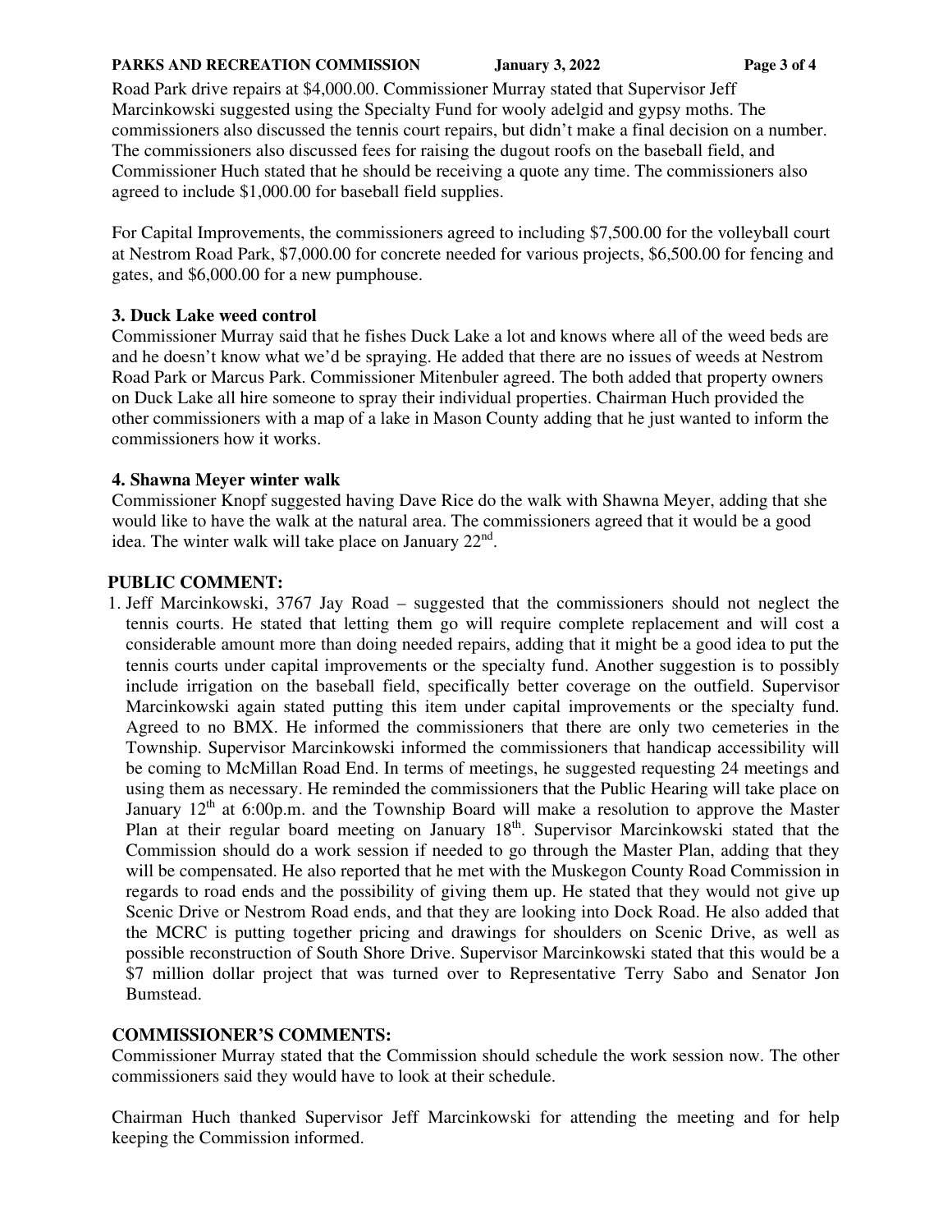Road Park drive repairs at $4,000.00. Commissioner Murray stated that Supervisor Jeff Marcinkowski suggested using the Specialty Fund for wooly adelgid and gypsy moths. The commissioners also discussed the tennis court repairs, but didn't make a final decision on a number. The commissioners also discussed fees for raising the dugout roofs on the baseball field, and Commissioner Huch stated that he should be receiving a quote any time. The commissioners also agreed to include $1,000.00 for baseball field supplies.

For Capital Improvements, the commissioners agreed to including $7,500.00 for the volleyball court at Nestrom Road Park, $7,000.00 for concrete needed for various projects, $6,500.00 for fencing and gates, and $6,000.00 for a new pumphouse.

**3. Duck Lake weed control**

Commissioner Murray said that he fishes Duck Lake a lot and knows where all of the weed beds are and he doesn't know what we'd be spraying. He added that there are no issues of weeds at Nestrom Road Park or Marcus Park. Commissioner Mitenbuler agreed. The both added that property owners on Duck Lake all hire someone to spray their individual properties. Chairman Huch provided the other commissioners with a map of a lake in Mason County adding that he just wanted to inform the commissioners how it works.

**4. Shawna Meyer winter walk**

Commissioner Knopf suggested having Dave Rice do the walk with Shawna Meyer, adding that she would like to have the walk at the natural area. The commissioners agreed that it would be a good idea. The winter walk will take place on January 22nd.

**PUBLIC COMMENT:**

1. Jeff Marcinkowski, 3767 Jay Road – suggested that the commissioners should not neglect the tennis courts. He stated that letting them go will require complete replacement and will cost a considerable amount more than doing needed repairs, adding that it might be a good idea to put the tennis courts under capital improvements or the specialty fund. Another suggestion is to possibly include irrigation on the baseball field, specifically better coverage on the outfield. Supervisor Marcinkowski again stated putting this item under capital improvements or the specialty fund. Agreed to no BMX. He informed the commissioners that there are only two cemeteries in the Township. Supervisor Marcinkowski informed the commissioners that handicap accessibility will be coming to McMillan Road End. In terms of meetings, he suggested requesting 24 meetings and using them as necessary. He reminded the commissioners that the Public Hearing will take place on January 12th at 6:00p.m. and the Township Board will make a resolution to approve the Master Plan at their regular board meeting on January 18th. Supervisor Marcinkowski stated that the Commission should do a work session if needed to go through the Master Plan, adding that they will be compensated. He also reported that he met with the Muskegon County Road Commission in regards to road ends and the possibility of giving them up. He stated that they would not give up Scenic Drive or Nestrom Road ends, and that they are looking into Dock Road. He also added that the MCRC is putting together pricing and drawings for shoulders on Scenic Drive, as well as possible reconstruction of South Shore Drive. Supervisor Marcinkowski stated that this would be a $7 million dollar project that was turned over to Representative Terry Sabo and Senator Jon Bumstead.

**COMMISSIONER'S COMMENTS:**

Commissioner Murray stated that the Commission should schedule the work session now. The other commissioners said they would have to look at their schedule.

Chairman Huch thanked Supervisor Jeff Marcinkowski for attending the meeting and for help keeping the Commission informed.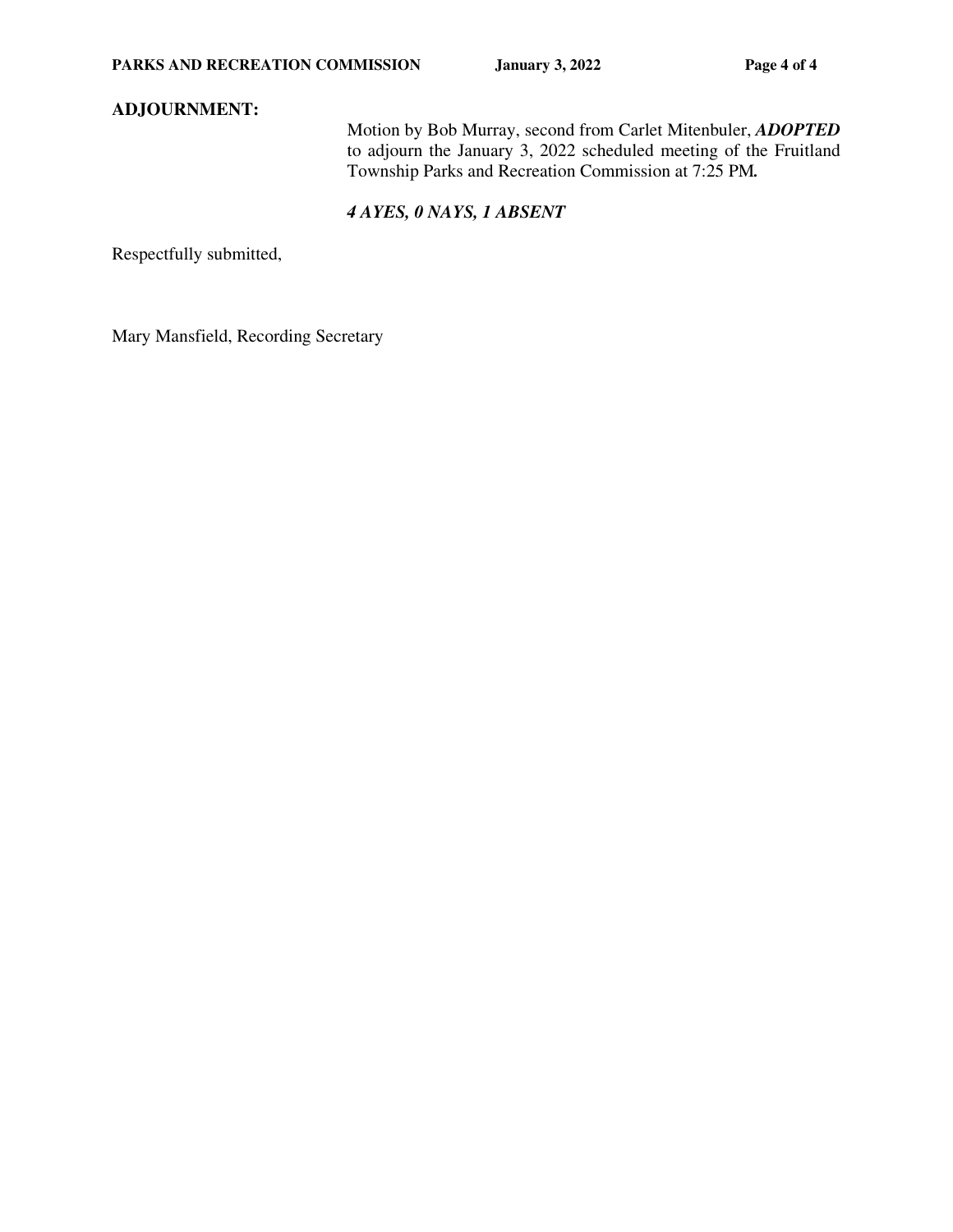**ADJOURNMENT:**

Motion by Bob Murray, second from Carlet Mitenbuler, ***ADOPTED*** to adjourn the January 3, 2022 scheduled meeting of the Fruitland Township Parks and Recreation Commission at 7:25 PM**.**

***4 AYES, 0 NAYS, 1 ABSENT***

Respectfully submitted,

Mary Mansfield, Recording Secretary